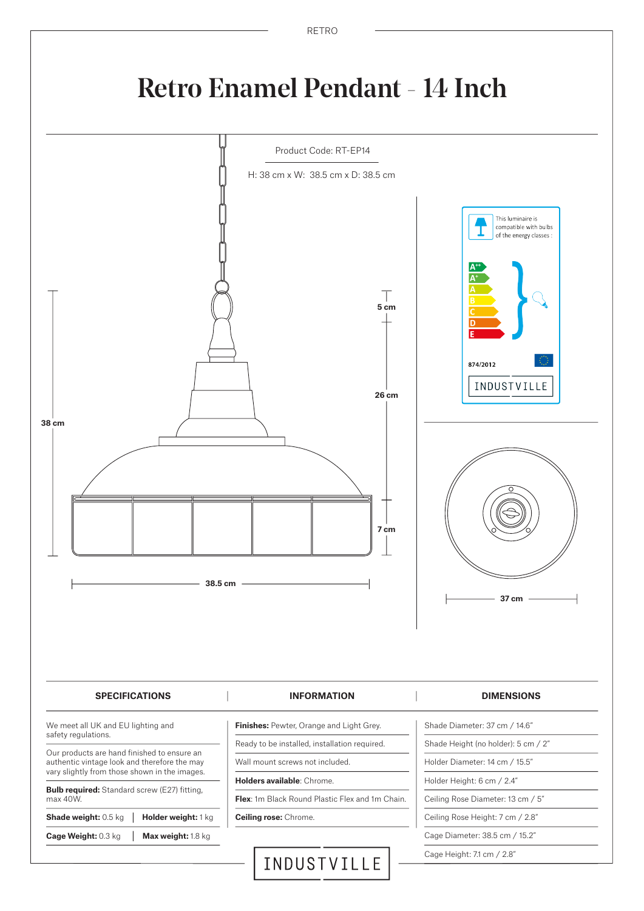RETRO

# Retro Enamel Pendant - 14 Inch

Product Code: RT-EP14

H: 38 cm x W: 38.5 cm x D: 38.5 cm

5 cm

26 cm

7 cm

38 cm

38.5 cm

37 cm

This luminaire is compatible with bulbs of the energy classes :

A++ A+ A B C D E

874/2012

INDUSTVILLE

| SPECIFICATIONS | | INFORMATION | DIMENSIONS |
|---|---|---|---|
| We meet all UK and EU lighting and safety regulations. | | **Finishes:** Pewter, Orange and Light Grey. | Shade Diameter: 37 cm / 14.6" |
| Our products are hand finished to ensure an authentic vintage look and therefore the may vary slightly from those shown in the images. | | Ready to be installed, installation required. | Shade Height (no holder): 5 cm / 2" |
| **Bulb required:** Standard screw (E27) fitting, max 40W. | | Wall mount screws not included. | Holder Diameter: 14 cm / 15.5" |
| **Shade weight:** 0.5 kg | **Holder weight:** 1 kg | **Holders available**: Chrome. | Holder Height: 6 cm / 2.4" |
| **Cage Weight:** 0.3 kg | **Max weight:** 1.8 kg | **Flex**: 1m Black Round Plastic Flex and 1m Chain. | Ceiling Rose Diameter: 13 cm / 5" |
| | | **Ceiling rose:** Chrome. | Ceiling Rose Height: 7 cm / 2.8" |
| | | | Cage Diameter: 38.5 cm / 15.2" |
| | | | Cage Height: 7.1 cm / 2.8" |

INDUSTVILLE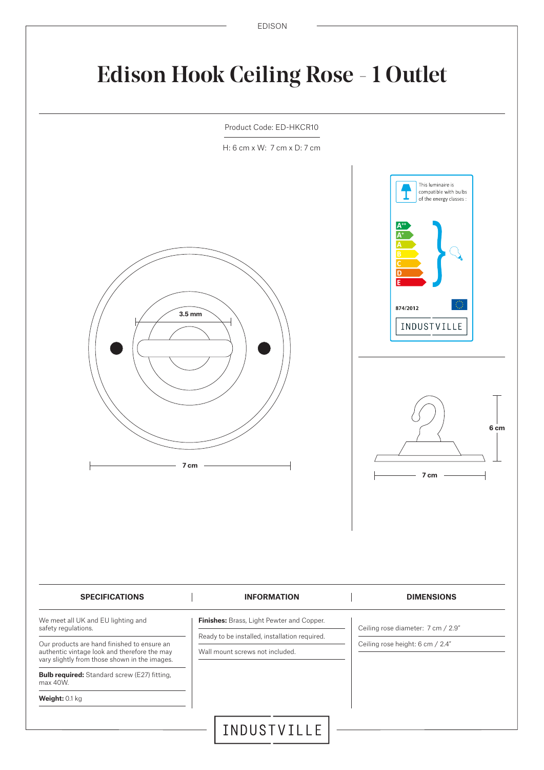# Edison Hook Ceiling Rose - 1 Outlet

Product Code: ED-HKCR10

H: 6 cm x W: 7 cm x D: 7 cm

3.5 mm

7 cm

This luminaire is compatible with bulbs of the energy classes :

A++
A+
A
B
C
D
E

874/2012

INDUSTVILLE

6 cm

7 cm

| SPECIFICATIONS | INFORMATION | DIMENSIONS |
|---|---|---|
| We meet all UK and EU lighting and safety regulations. | **Finishes:** Brass, Light Pewter and Copper. | Ceiling rose diameter: 7 cm / 2.9" |
| Our products are hand finished to ensure an authentic vintage look and therefore the may vary slightly from those shown in the images. | Ready to be installed, installation required. | Ceiling rose height: 6 cm / 2.4" |
| **Bulb required:** Standard screw (E27) fitting, max 40W. | Wall mount screws not included. | |
| **Weight:** 0.1 kg | | |

INDUSTVILLE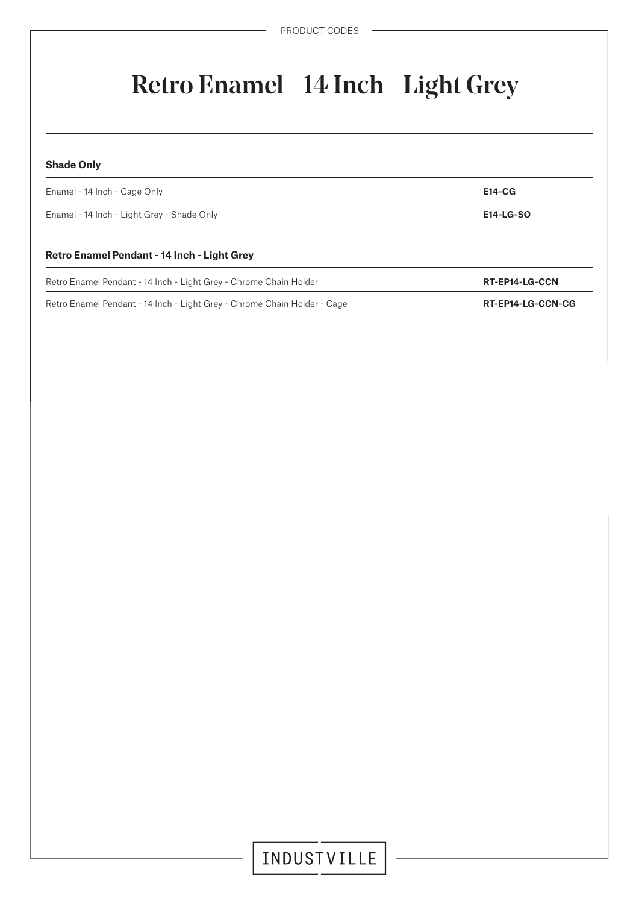# Retro Enamel - 14 Inch - Light Grey

### Shade Only

| | |
|---|---|
| Enamel - 14 Inch - Cage Only | **E14-CG** |
| Enamel - 14 Inch - Light Grey - Shade Only | **E14-LG-SO** |

### Retro Enamel Pendant - 14 Inch - Light Grey

| | |
|---|---|
| Retro Enamel Pendant - 14 Inch - Light Grey - Chrome Chain Holder | **RT-EP14-LG-CCN** |
| Retro Enamel Pendant - 14 Inch - Light Grey - Chrome Chain Holder - Cage | **RT-EP14-LG-CCN-CG** |